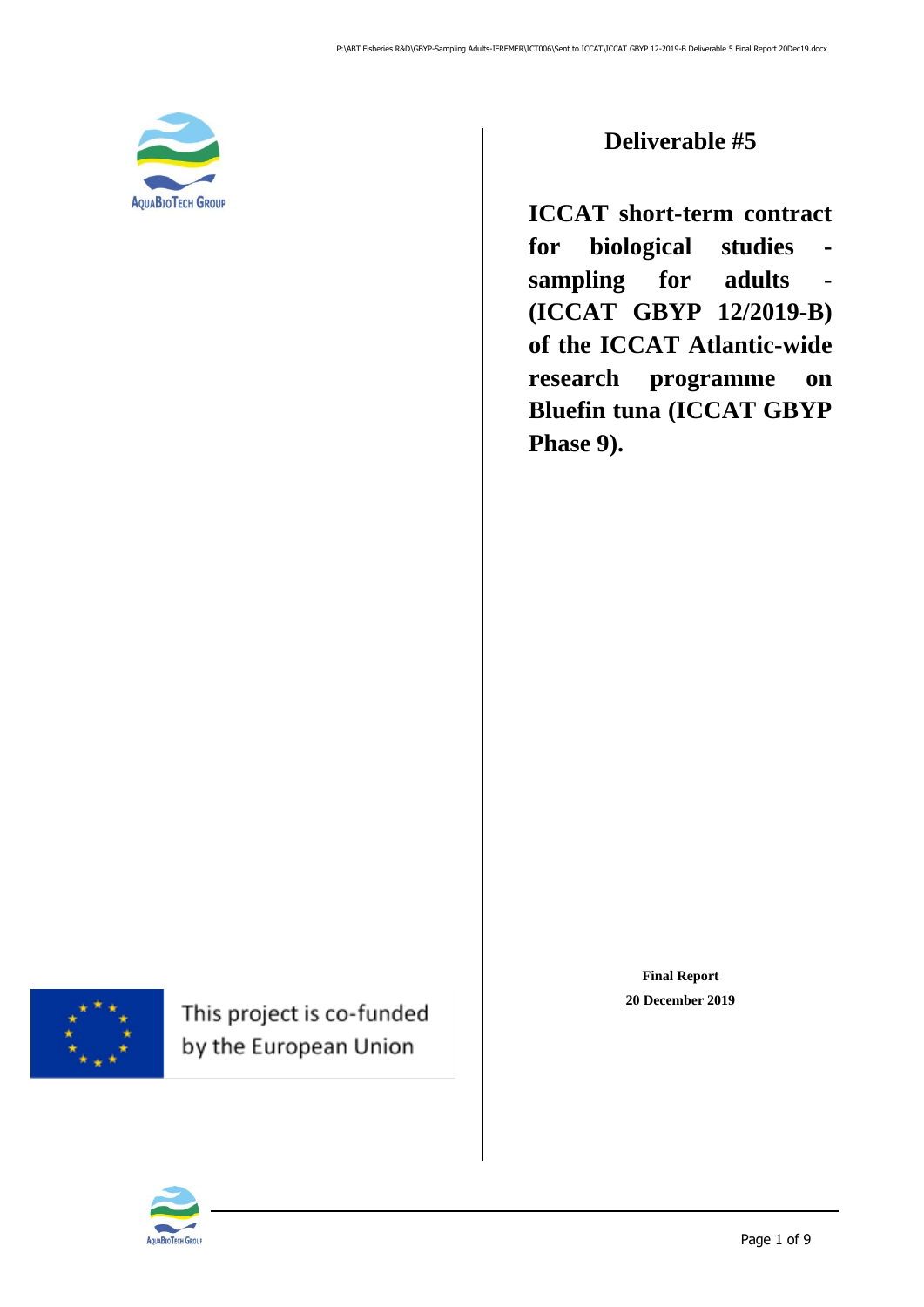# Deliverable #5

**ICCAT short-term contract for biological studies - sampling for adults - (ICCAT GBYP 12/2019-B) of the ICCAT Atlantic-wide research programme on Bluefin tuna (ICCAT GBYP Phase 9).**

This project is co-funded by the European Union

**Final Report**
**20 December 2019**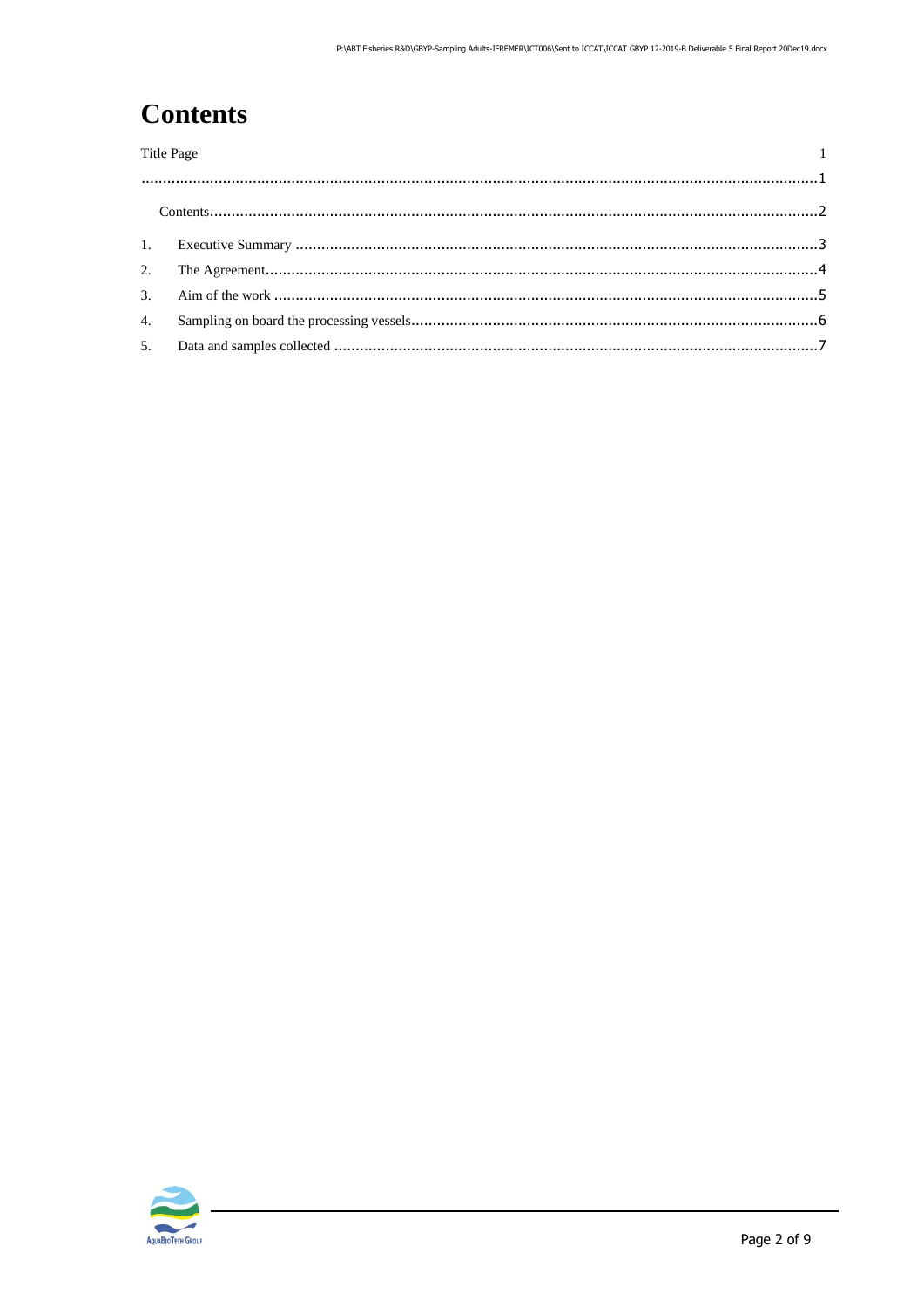# Contents

Title Page 1

...........................................................................................................................................................1

Contents...........................................................................................................................................2

1. Executive Summary .........................................................................................................3
2. The Agreement...................................................................................................................4
3. Aim of the work ..................................................................................................................5
4. Sampling on board the processing vessels...............................................................................6
5. Data and samples collected .................................................................................................7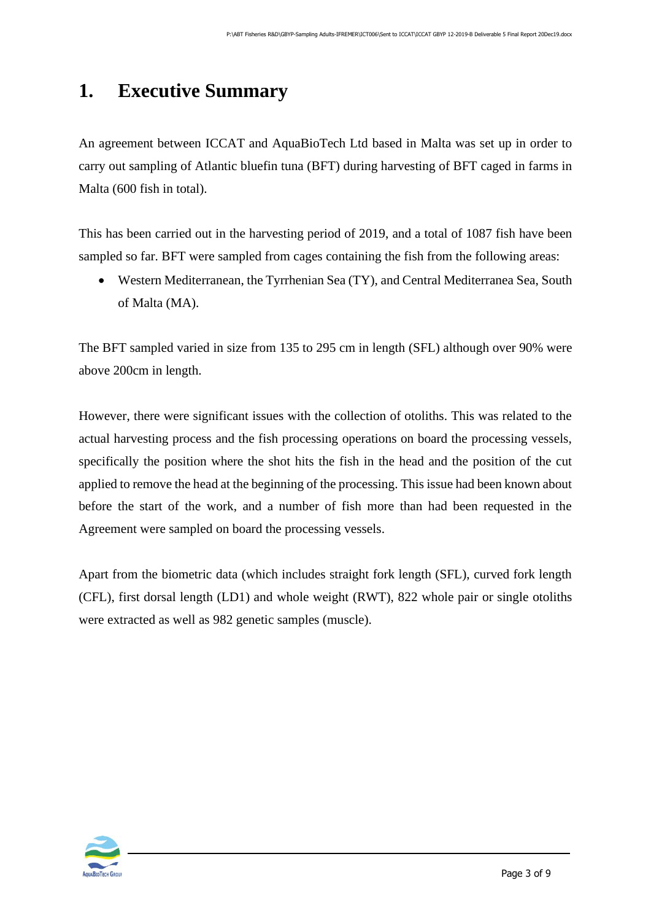# 1. Executive Summary

An agreement between ICCAT and AquaBioTech Ltd based in Malta was set up in order to carry out sampling of Atlantic bluefin tuna (BFT) during harvesting of BFT caged in farms in Malta (600 fish in total).

This has been carried out in the harvesting period of 2019, and a total of 1087 fish have been sampled so far. BFT were sampled from cages containing the fish from the following areas:

- Western Mediterranean, the Tyrrhenian Sea (TY), and Central Mediterranea Sea, South of Malta (MA).

The BFT sampled varied in size from 135 to 295 cm in length (SFL) although over 90% were above 200cm in length.

However, there were significant issues with the collection of otoliths. This was related to the actual harvesting process and the fish processing operations on board the processing vessels, specifically the position where the shot hits the fish in the head and the position of the cut applied to remove the head at the beginning of the processing. This issue had been known about before the start of the work, and a number of fish more than had been requested in the Agreement were sampled on board the processing vessels.

Apart from the biometric data (which includes straight fork length (SFL), curved fork length (CFL), first dorsal length (LD1) and whole weight (RWT), 822 whole pair or single otoliths were extracted as well as 982 genetic samples (muscle).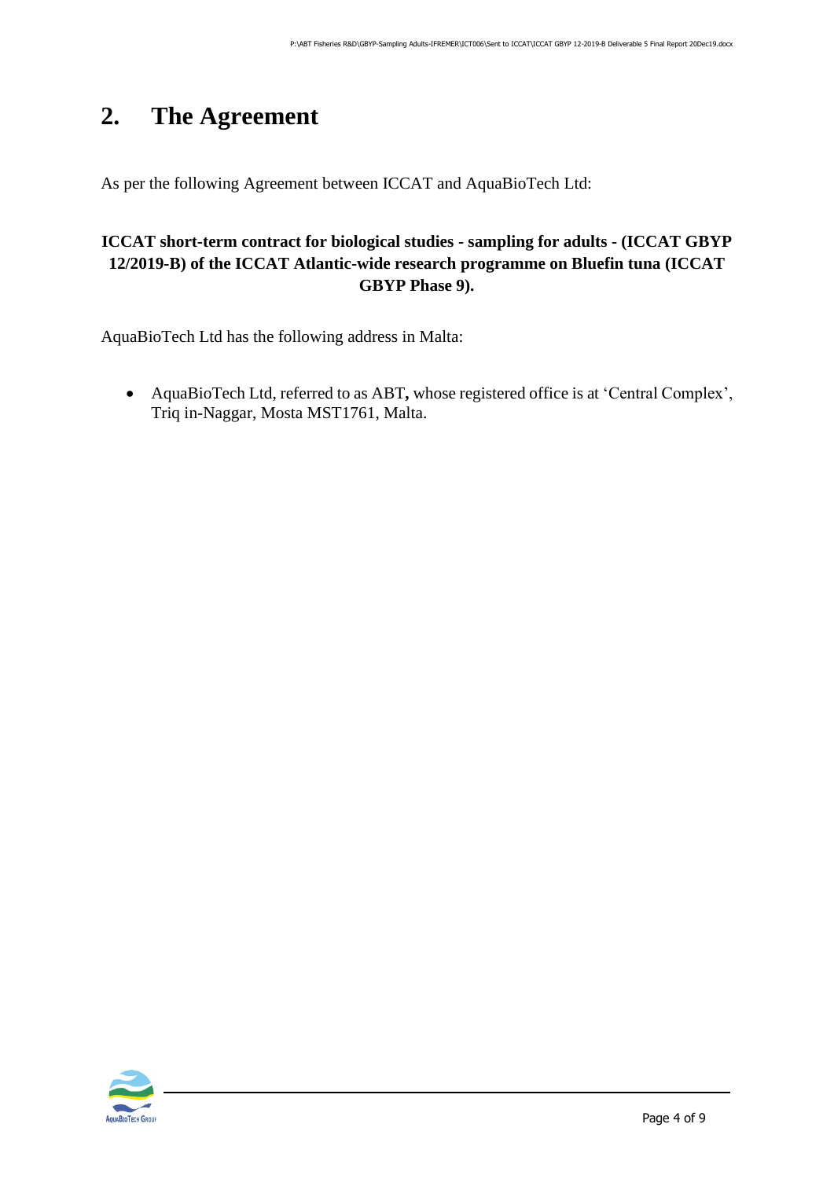# 2. The Agreement

As per the following Agreement between ICCAT and AquaBioTech Ltd:

**ICCAT short-term contract for biological studies - sampling for adults - (ICCAT GBYP 12/2019-B) of the ICCAT Atlantic-wide research programme on Bluefin tuna (ICCAT GBYP Phase 9).**

AquaBioTech Ltd has the following address in Malta:

- AquaBioTech Ltd, referred to as ABT**,** whose registered office is at 'Central Complex', Triq in-Naggar, Mosta MST1761, Malta.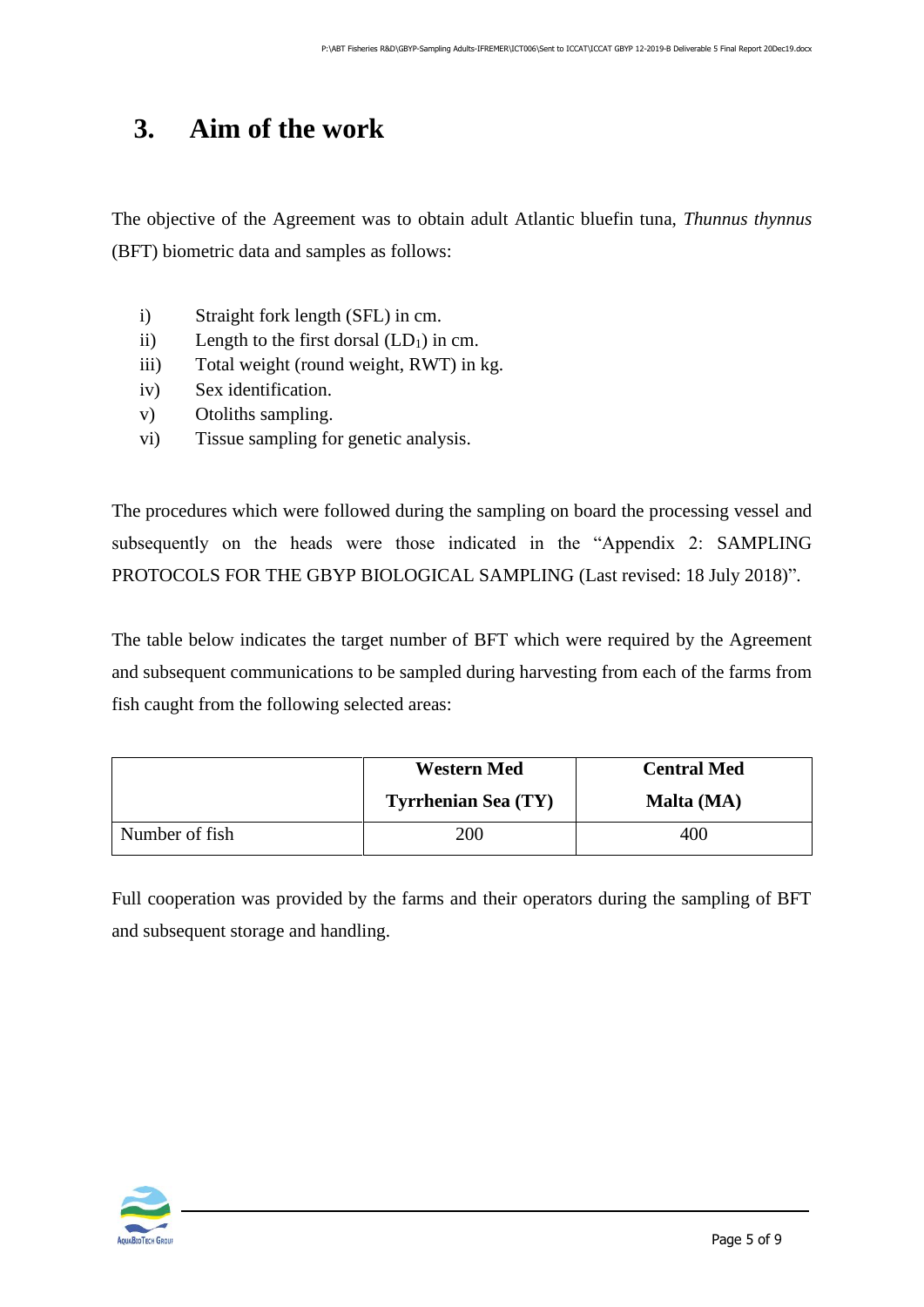# 3. Aim of the work

The objective of the Agreement was to obtain adult Atlantic bluefin tuna, *Thunnus thynnus* (BFT) biometric data and samples as follows:

i) Straight fork length (SFL) in cm.
ii) Length to the first dorsal ($LD_1$) in cm.
iii) Total weight (round weight, RWT) in kg.
iv) Sex identification.
v) Otoliths sampling.
vi) Tissue sampling for genetic analysis.

The procedures which were followed during the sampling on board the processing vessel and subsequently on the heads were those indicated in the "Appendix 2: SAMPLING PROTOCOLS FOR THE GBYP BIOLOGICAL SAMPLING (Last revised: 18 July 2018)".

The table below indicates the target number of BFT which were required by the Agreement and subsequent communications to be sampled during harvesting from each of the farms from fish caught from the following selected areas:

| | **Western Med** **Tyrrhenian Sea (TY)** | **Central Med** **Malta (MA)** |
|---|---|---|
| Number of fish | 200 | 400 |

Full cooperation was provided by the farms and their operators during the sampling of BFT and subsequent storage and handling.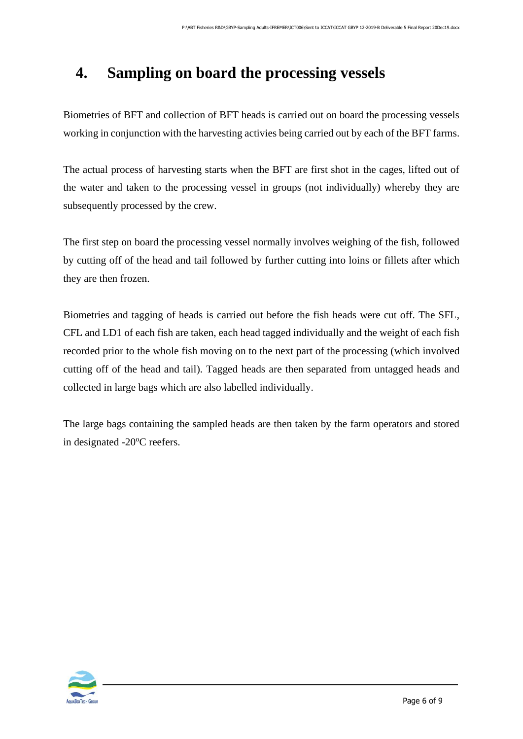# 4. Sampling on board the processing vessels

Biometries of BFT and collection of BFT heads is carried out on board the processing vessels working in conjunction with the harvesting activies being carried out by each of the BFT farms.

The actual process of harvesting starts when the BFT are first shot in the cages, lifted out of the water and taken to the processing vessel in groups (not individually) whereby they are subsequently processed by the crew.

The first step on board the processing vessel normally involves weighing of the fish, followed by cutting off of the head and tail followed by further cutting into loins or fillets after which they are then frozen.

Biometries and tagging of heads is carried out before the fish heads were cut off. The SFL, CFL and LD1 of each fish are taken, each head tagged individually and the weight of each fish recorded prior to the whole fish moving on to the next part of the processing (which involved cutting off of the head and tail). Tagged heads are then separated from untagged heads and collected in large bags which are also labelled individually.

The large bags containing the sampled heads are then taken by the farm operators and stored in designated -20°C reefers.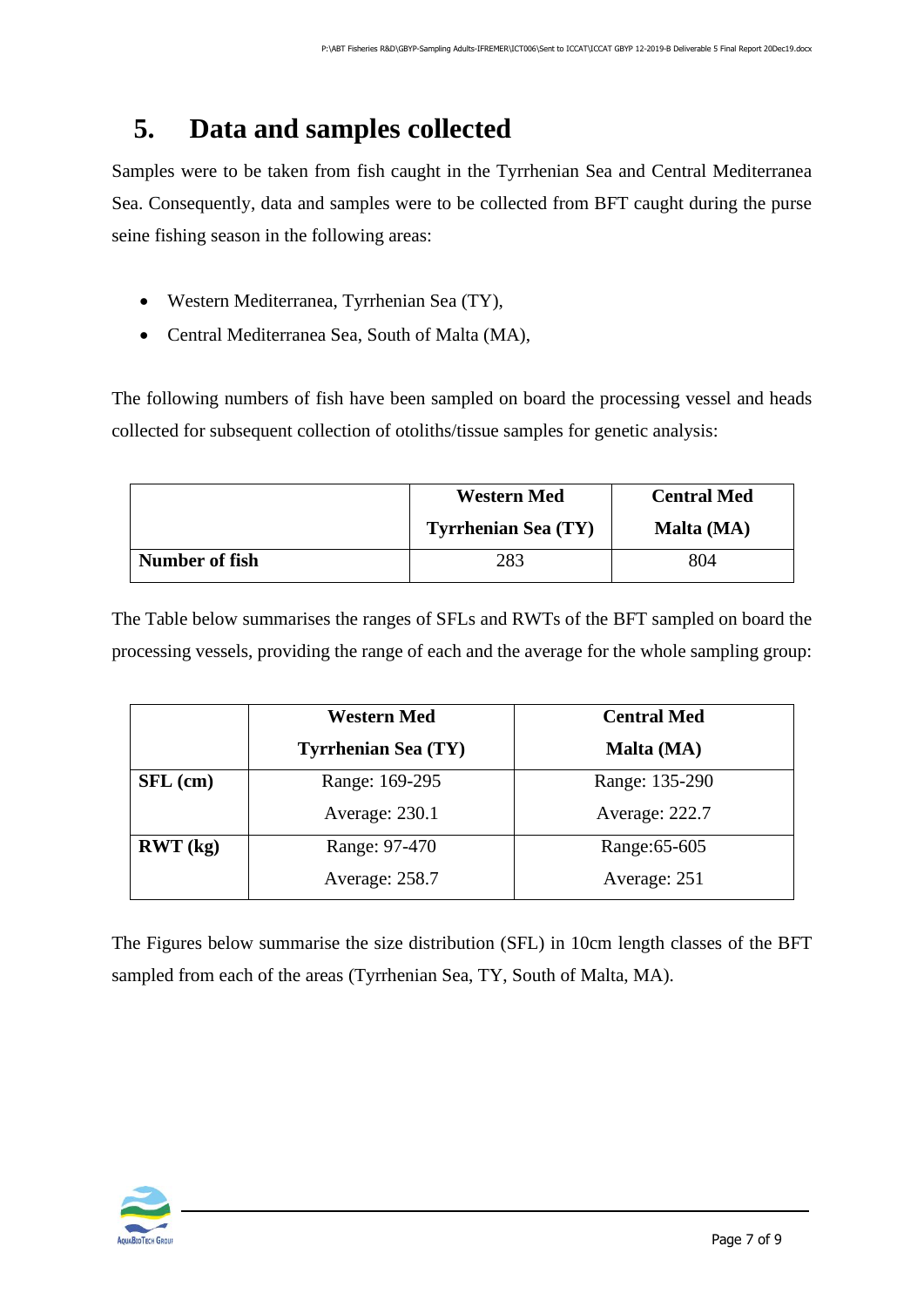# 5. Data and samples collected

Samples were to be taken from fish caught in the Tyrrhenian Sea and Central Mediterranea Sea. Consequently, data and samples were to be collected from BFT caught during the purse seine fishing season in the following areas:

- Western Mediterranea, Tyrrhenian Sea (TY),
- Central Mediterranea Sea, South of Malta (MA),

The following numbers of fish have been sampled on board the processing vessel and heads collected for subsequent collection of otoliths/tissue samples for genetic analysis:

| | Western Med Tyrrhenian Sea (TY) | Central Med Malta (MA) |
|---|---|---|
| **Number of fish** | 283 | 804 |

The Table below summarises the ranges of SFLs and RWTs of the BFT sampled on board the processing vessels, providing the range of each and the average for the whole sampling group:

| | Western Med Tyrrhenian Sea (TY) | Central Med Malta (MA) |
|---|---|---|
| **SFL (cm)** | Range: 169-295<br>Average: 230.1 | Range: 135-290<br>Average: 222.7 |
| **RWT (kg)** | Range: 97-470<br>Average: 258.7 | Range:65-605<br>Average: 251 |

The Figures below summarise the size distribution (SFL) in 10cm length classes of the BFT sampled from each of the areas (Tyrrhenian Sea, TY, South of Malta, MA).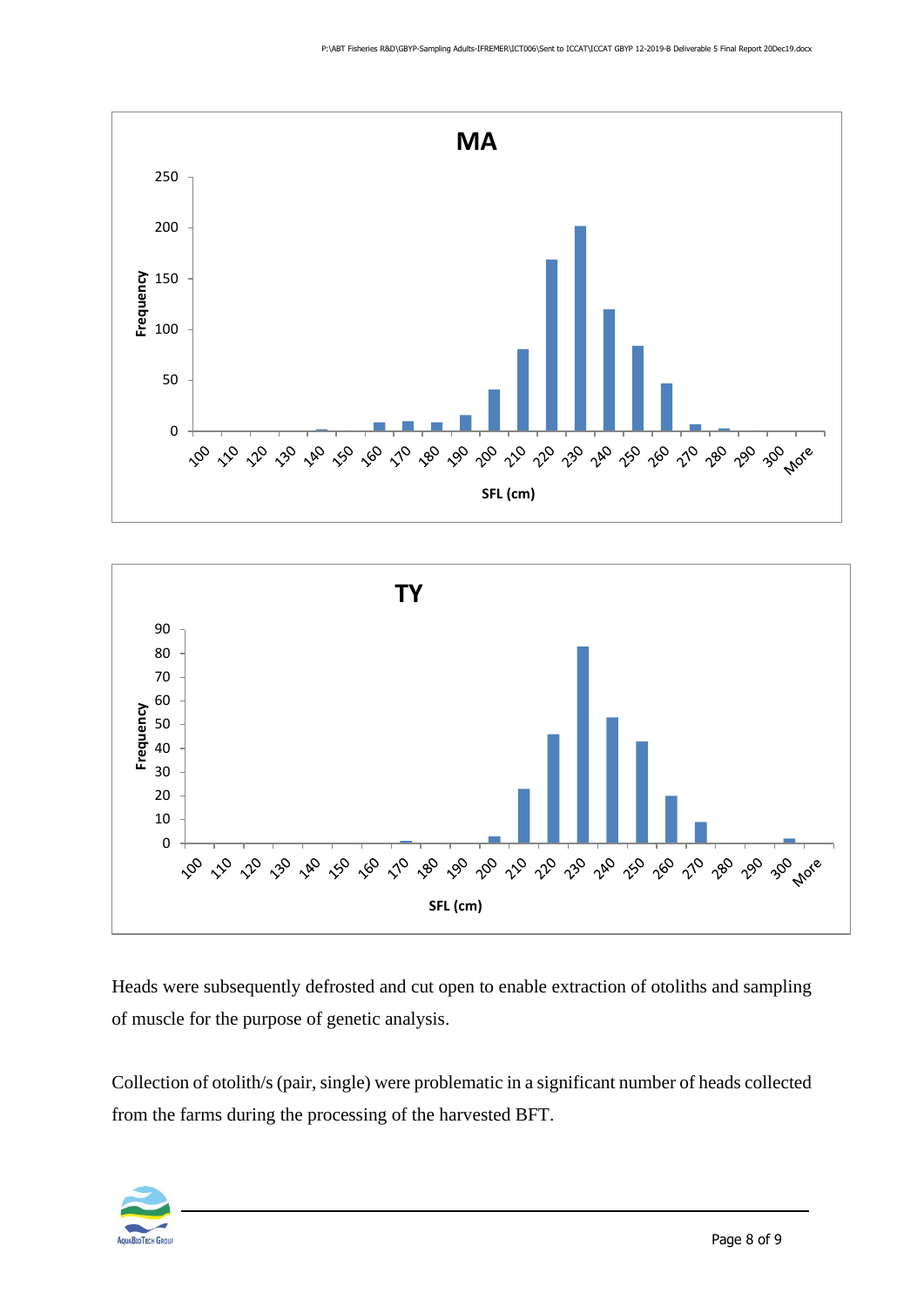Heads were subsequently defrosted and cut open to enable extraction of otoliths and sampling of muscle for the purpose of genetic analysis.

Collection of otolith/s (pair, single) were problematic in a significant number of heads collected from the farms during the processing of the harvested BFT.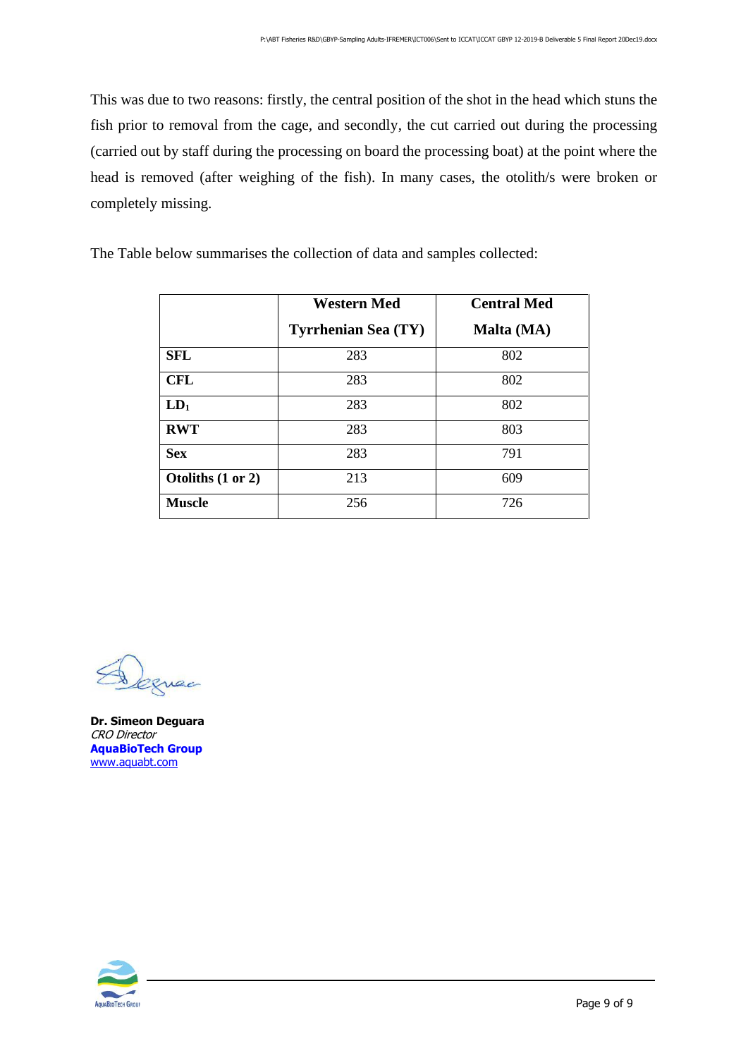This was due to two reasons: firstly, the central position of the shot in the head which stuns the fish prior to removal from the cage, and secondly, the cut carried out during the processing (carried out by staff during the processing on board the processing boat) at the point where the head is removed (after weighing of the fish). In many cases, the otolith/s were broken or completely missing.

The Table below summarises the collection of data and samples collected:

| | **Western Med Tyrrhenian Sea (TY)** | **Central Med Malta (MA)** |
|---|---|---|
| **SFL** | 283 | 802 |
| **CFL** | 283 | 802 |
| **$LD_1$** | 283 | 802 |
| **RWT** | 283 | 803 |
| **Sex** | 283 | 791 |
| **Otoliths (1 or 2)** | 213 | 609 |
| **Muscle** | 256 | 726 |

**Dr. Simeon Deguara**
*CRO Director*
**AquaBioTech Group**
www.aquabt.com